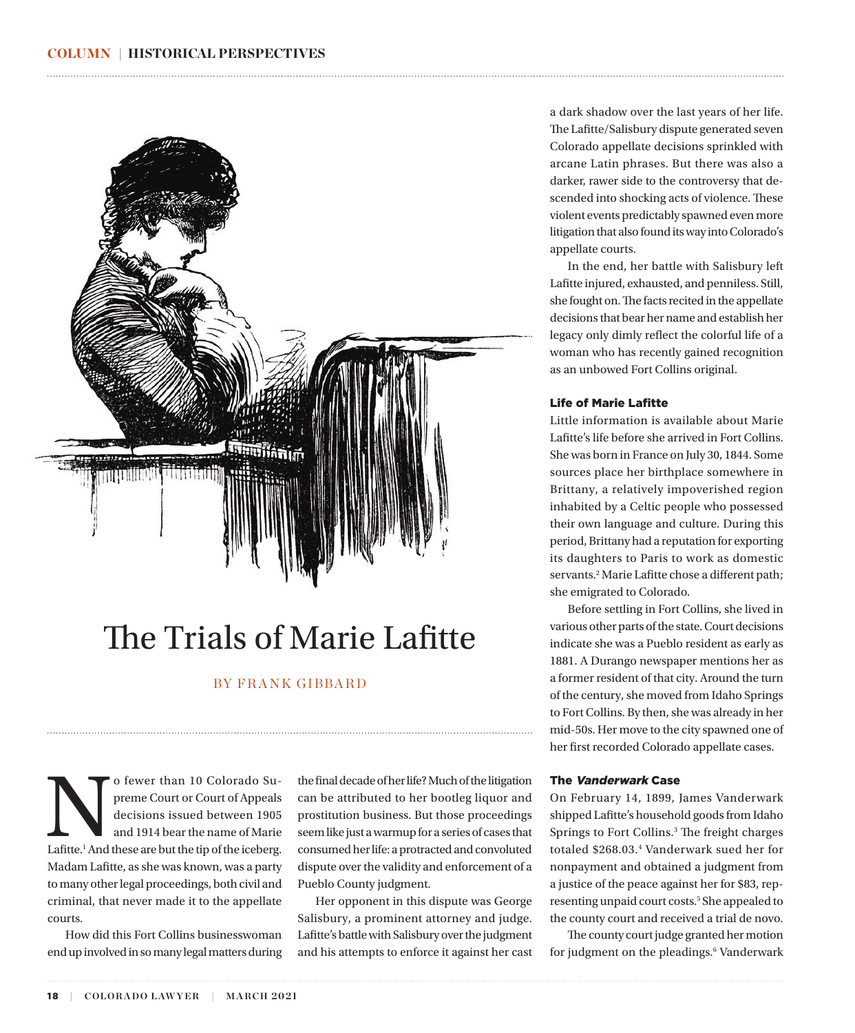# The Trials of Marie Lafitte

BY FRANK GIBBARD

No fewer than 10 Colorado Supreme Court or Court of Appeals decisions issued between 1905 and 1914 bear the name of Marie Lafitte.[1] And these are but the tip of the iceberg. Madam Lafitte, as she was known, was a party to many other legal proceedings, both civil and criminal, that never made it to the appellate courts.

How did this Fort Collins businesswoman end up involved in so many legal matters during the final decade of her life? Much of the litigation can be attributed to her bootleg liquor and prostitution business. But those proceedings seem like just a warmup for a series of cases that consumed her life: a protracted and convoluted dispute over the validity and enforcement of a Pueblo County judgment.

Her opponent in this dispute was George Salisbury, a prominent attorney and judge. Lafitte's battle with Salisbury over the judgment and his attempts to enforce it against her cast a dark shadow over the last years of her life. The Lafitte/Salisbury dispute generated seven Colorado appellate decisions sprinkled with arcane Latin phrases. But there was also a darker, rawer side to the controversy that descended into shocking acts of violence. These violent events predictably spawned even more litigation that also found its way into Colorado's appellate courts.

In the end, her battle with Salisbury left Lafitte injured, exhausted, and penniless. Still, she fought on. The facts recited in the appellate decisions that bear her name and establish her legacy only dimly reflect the colorful life of a woman who has recently gained recognition as an unbowed Fort Collins original.

## Life of Marie Lafitte

Little information is available about Marie Lafitte's life before she arrived in Fort Collins. She was born in France on July 30, 1844. Some sources place her birthplace somewhere in Brittany, a relatively impoverished region inhabited by a Celtic people who possessed their own language and culture. During this period, Brittany had a reputation for exporting its daughters to Paris to work as domestic servants.[2] Marie Lafitte chose a different path; she emigrated to Colorado.

Before settling in Fort Collins, she lived in various other parts of the state. Court decisions indicate she was a Pueblo resident as early as 1881. A Durango newspaper mentions her as a former resident of that city. Around the turn of the century, she moved from Idaho Springs to Fort Collins. By then, she was already in her mid-50s. Her move to the city spawned one of her first recorded Colorado appellate cases.

## The *Vanderwark* Case

On February 14, 1899, James Vanderwark shipped Lafitte's household goods from Idaho Springs to Fort Collins.[3] The freight charges totaled $268.03.[4] Vanderwark sued her for nonpayment and obtained a judgment from a justice of the peace against her for $83, representing unpaid court costs.[5] She appealed to the county court and received a trial de novo.

The county court judge granted her motion for judgment on the pleadings.[6] Vanderwark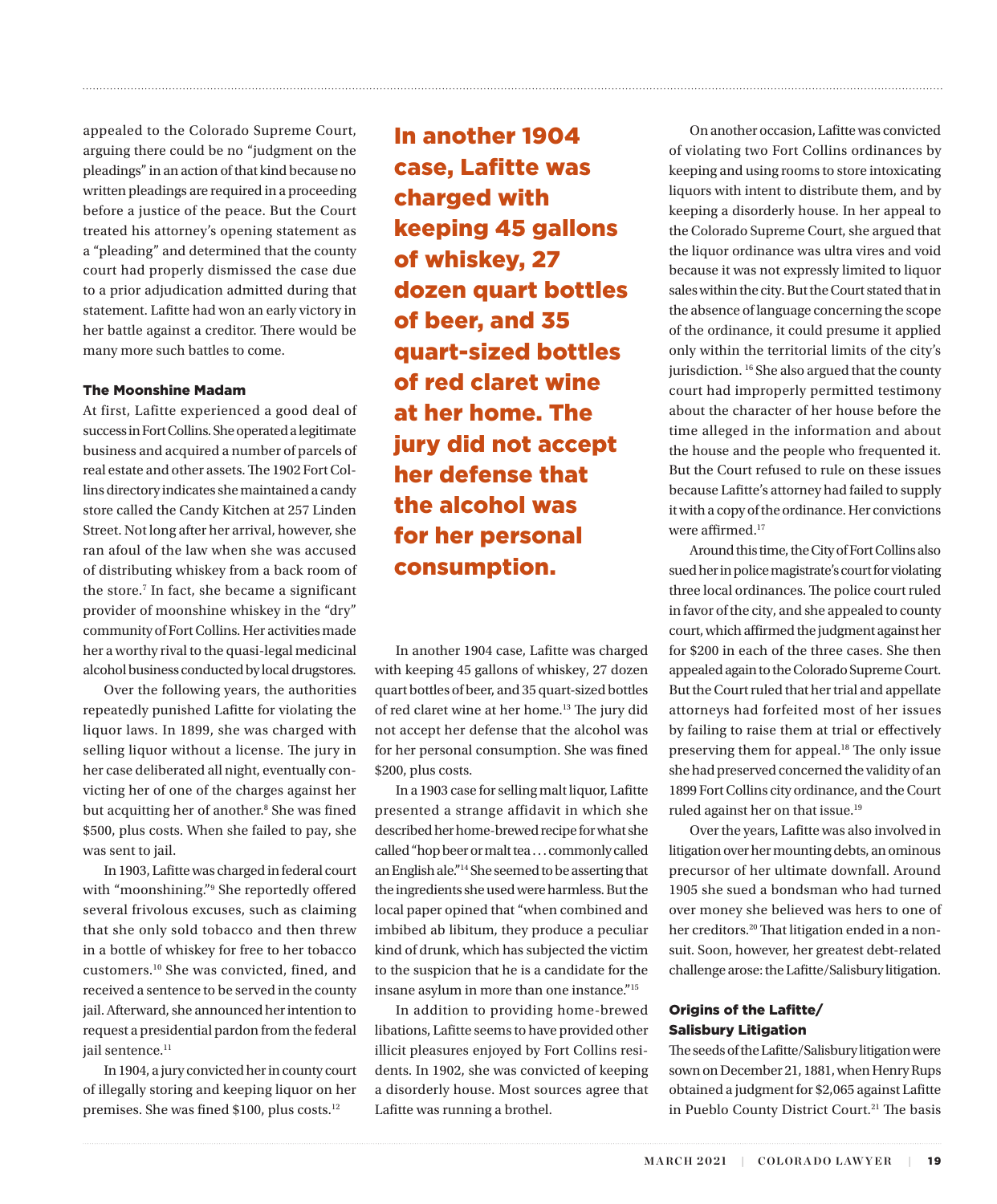appealed to the Colorado Supreme Court, arguing there could be no "judgment on the pleadings" in an action of that kind because no written pleadings are required in a proceeding before a justice of the peace. But the Court treated his attorney's opening statement as a "pleading" and determined that the county court had properly dismissed the case due to a prior adjudication admitted during that statement. Lafitte had won an early victory in her battle against a creditor. There would be many more such battles to come.

### The Moonshine Madam

At first, Lafitte experienced a good deal of success in Fort Collins. She operated a legitimate business and acquired a number of parcels of real estate and other assets. The 1902 Fort Collins directory indicates she maintained a candy store called the Candy Kitchen at 257 Linden Street. Not long after her arrival, however, she ran afoul of the law when she was accused of distributing whiskey from a back room of the store.[7] In fact, she became a significant provider of moonshine whiskey in the "dry" community of Fort Collins. Her activities made her a worthy rival to the quasi-legal medicinal alcohol business conducted by local drugstores.

Over the following years, the authorities repeatedly punished Lafitte for violating the liquor laws. In 1899, she was charged with selling liquor without a license. The jury in her case deliberated all night, eventually convicting her of one of the charges against her but acquitting her of another.[8] She was fined $500, plus costs. When she failed to pay, she was sent to jail.

In 1903, Lafitte was charged in federal court with "moonshining."[9] She reportedly offered several frivolous excuses, such as claiming that she only sold tobacco and then threw in a bottle of whiskey for free to her tobacco customers.[10] She was convicted, fined, and received a sentence to be served in the county jail. Afterward, she announced her intention to request a presidential pardon from the federal jail sentence.[11]

In 1904, a jury convicted her in county court of illegally storing and keeping liquor on her premises. She was fined $100, plus costs.[12]

**In another 1904 case, Lafitte was charged with keeping 45 gallons of whiskey, 27 dozen quart bottles of beer, and 35 quart-sized bottles of red claret wine at her home. The jury did not accept her defense that the alcohol was for her personal consumption.**

In another 1904 case, Lafitte was charged with keeping 45 gallons of whiskey, 27 dozen quart bottles of beer, and 35 quart-sized bottles of red claret wine at her home.[13] The jury did not accept her defense that the alcohol was for her personal consumption. She was fined $200, plus costs.

In a 1903 case for selling malt liquor, Lafitte presented a strange affidavit in which she described her home-brewed recipe for what she called "hop beer or malt tea . . . commonly called an English ale."[14] She seemed to be asserting that the ingredients she used were harmless. But the local paper opined that "when combined and imbibed ab libitum, they produce a peculiar kind of drunk, which has subjected the victim to the suspicion that he is a candidate for the insane asylum in more than one instance."[15]

In addition to providing home-brewed libations, Lafitte seems to have provided other illicit pleasures enjoyed by Fort Collins residents. In 1902, she was convicted of keeping a disorderly house. Most sources agree that Lafitte was running a brothel.

On another occasion, Lafitte was convicted of violating two Fort Collins ordinances by keeping and using rooms to store intoxicating liquors with intent to distribute them, and by keeping a disorderly house. In her appeal to the Colorado Supreme Court, she argued that the liquor ordinance was ultra vires and void because it was not expressly limited to liquor sales within the city. But the Court stated that in the absence of language concerning the scope of the ordinance, it could presume it applied only within the territorial limits of the city's jurisdiction.[16] She also argued that the county court had improperly permitted testimony about the character of her house before the time alleged in the information and about the house and the people who frequented it. But the Court refused to rule on these issues because Lafitte's attorney had failed to supply it with a copy of the ordinance. Her convictions were affirmed.[17]

Around this time, the City of Fort Collins also sued her in police magistrate's court for violating three local ordinances. The police court ruled in favor of the city, and she appealed to county court, which affirmed the judgment against her for $200 in each of the three cases. She then appealed again to the Colorado Supreme Court. But the Court ruled that her trial and appellate attorneys had forfeited most of her issues by failing to raise them at trial or effectively preserving them for appeal.[18] The only issue she had preserved concerned the validity of an 1899 Fort Collins city ordinance, and the Court ruled against her on that issue.[19]

Over the years, Lafitte was also involved in litigation over her mounting debts, an ominous precursor of her ultimate downfall. Around 1905 she sued a bondsman who had turned over money she believed was hers to one of her creditors.[20] That litigation ended in a nonsuit. Soon, however, her greatest debt-related challenge arose: the Lafitte/Salisbury litigation.

### Origins of the Lafitte/Salisbury Litigation

The seeds of the Lafitte/Salisbury litigation were sown on December 21, 1881, when Henry Rups obtained a judgment for $2,065 against Lafitte in Pueblo County District Court.[21] The basis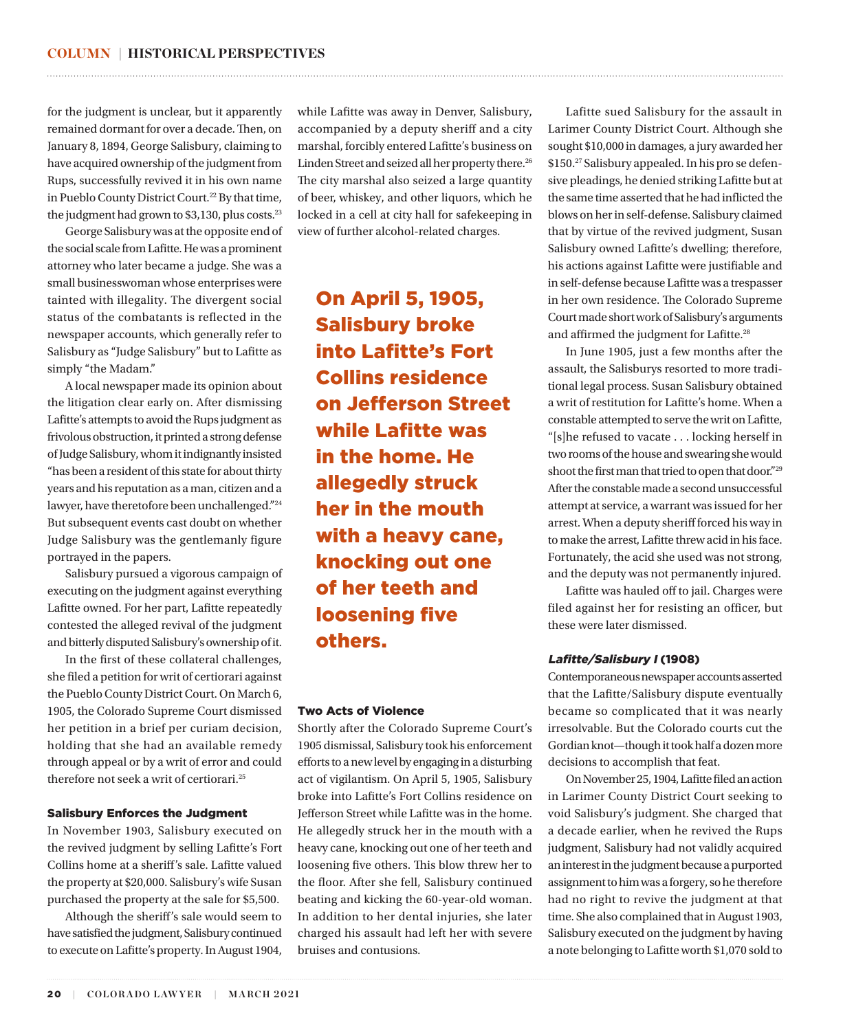for the judgment is unclear, but it apparently remained dormant for over a decade. Then, on January 8, 1894, George Salisbury, claiming to have acquired ownership of the judgment from Rups, successfully revived it in his own name in Pueblo County District Court.[22] By that time, the judgment had grown to $3,130, plus costs.[23]

George Salisbury was at the opposite end of the social scale from Lafitte. He was a prominent attorney who later became a judge. She was a small businesswoman whose enterprises were tainted with illegality. The divergent social status of the combatants is reflected in the newspaper accounts, which generally refer to Salisbury as "Judge Salisbury" but to Lafitte as simply "the Madam."

A local newspaper made its opinion about the litigation clear early on. After dismissing Lafitte's attempts to avoid the Rups judgment as frivolous obstruction, it printed a strong defense of Judge Salisbury, whom it indignantly insisted "has been a resident of this state for about thirty years and his reputation as a man, citizen and a lawyer, have theretofore been unchallenged."[24] But subsequent events cast doubt on whether Judge Salisbury was the gentlemanly figure portrayed in the papers.

Salisbury pursued a vigorous campaign of executing on the judgment against everything Lafitte owned. For her part, Lafitte repeatedly contested the alleged revival of the judgment and bitterly disputed Salisbury's ownership of it.

In the first of these collateral challenges, she filed a petition for writ of certiorari against the Pueblo County District Court. On March 6, 1905, the Colorado Supreme Court dismissed her petition in a brief per curiam decision, holding that she had an available remedy through appeal or by a writ of error and could therefore not seek a writ of certiorari.[25]

### Salisbury Enforces the Judgment

In November 1903, Salisbury executed on the revived judgment by selling Lafitte's Fort Collins home at a sheriff's sale. Lafitte valued the property at $20,000. Salisbury's wife Susan purchased the property at the sale for $5,500.

Although the sheriff's sale would seem to have satisfied the judgment, Salisbury continued to execute on Lafitte's property. In August 1904, while Lafitte was away in Denver, Salisbury, accompanied by a deputy sheriff and a city marshal, forcibly entered Lafitte's business on Linden Street and seized all her property there.[26] The city marshal also seized a large quantity of beer, whiskey, and other liquors, which he locked in a cell at city hall for safekeeping in view of further alcohol-related charges.

> **On April 5, 1905, Salisbury broke into Lafitte's Fort Collins residence on Jefferson Street while Lafitte was in the home. He allegedly struck her in the mouth with a heavy cane, knocking out one of her teeth and loosening five others.**

### Two Acts of Violence

Shortly after the Colorado Supreme Court's 1905 dismissal, Salisbury took his enforcement efforts to a new level by engaging in a disturbing act of vigilantism. On April 5, 1905, Salisbury broke into Lafitte's Fort Collins residence on Jefferson Street while Lafitte was in the home. He allegedly struck her in the mouth with a heavy cane, knocking out one of her teeth and loosening five others. This blow threw her to the floor. After she fell, Salisbury continued beating and kicking the 60-year-old woman. In addition to her dental injuries, she later charged his assault had left her with severe bruises and contusions.

Lafitte sued Salisbury for the assault in Larimer County District Court. Although she sought $10,000 in damages, a jury awarded her $150.[27] Salisbury appealed. In his pro se defensive pleadings, he denied striking Lafitte but at the same time asserted that he had inflicted the blows on her in self-defense. Salisbury claimed that by virtue of the revived judgment, Susan Salisbury owned Lafitte's dwelling; therefore, his actions against Lafitte were justifiable and in self-defense because Lafitte was a trespasser in her own residence. The Colorado Supreme Court made short work of Salisbury's arguments and affirmed the judgment for Lafitte.[28]

In June 1905, just a few months after the assault, the Salisburys resorted to more traditional legal process. Susan Salisbury obtained a writ of restitution for Lafitte's home. When a constable attempted to serve the writ on Lafitte, "[s]he refused to vacate . . . locking herself in two rooms of the house and swearing she would shoot the first man that tried to open that door."[29] After the constable made a second unsuccessful attempt at service, a warrant was issued for her arrest. When a deputy sheriff forced his way in to make the arrest, Lafitte threw acid in his face. Fortunately, the acid she used was not strong, and the deputy was not permanently injured.

Lafitte was hauled off to jail. Charges were filed against her for resisting an officer, but these were later dismissed.

### *Lafitte/Salisbury I* (1908)

Contemporaneous newspaper accounts asserted that the Lafitte/Salisbury dispute eventually became so complicated that it was nearly irresolvable. But the Colorado courts cut the Gordian knot—though it took half a dozen more decisions to accomplish that feat.

On November 25, 1904, Lafitte filed an action in Larimer County District Court seeking to void Salisbury's judgment. She charged that a decade earlier, when he revived the Rups judgment, Salisbury had not validly acquired an interest in the judgment because a purported assignment to him was a forgery, so he therefore had no right to revive the judgment at that time. She also complained that in August 1903, Salisbury executed on the judgment by having a note belonging to Lafitte worth $1,070 sold to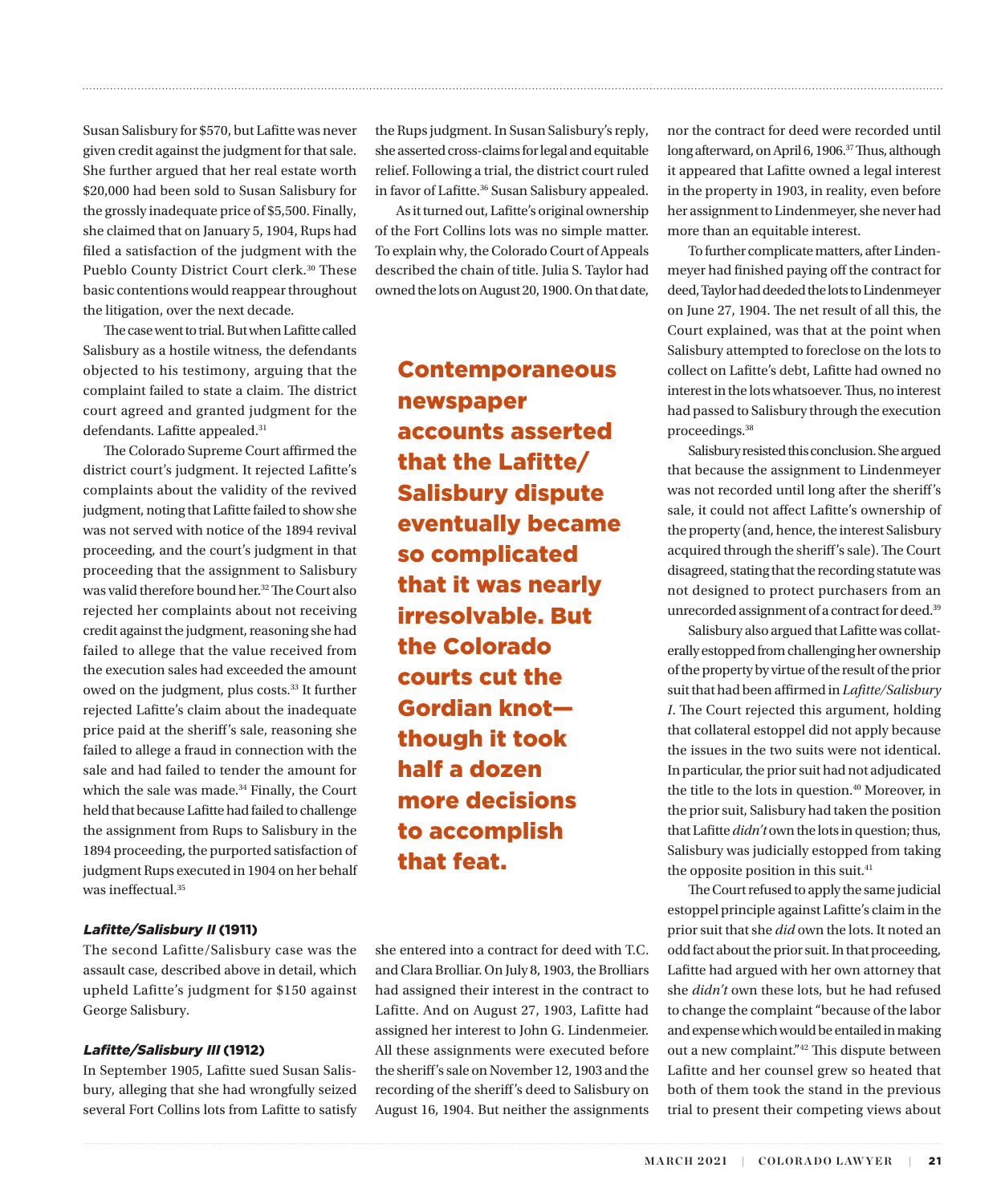Susan Salisbury for $570, but Lafitte was never given credit against the judgment for that sale. She further argued that her real estate worth $20,000 had been sold to Susan Salisbury for the grossly inadequate price of $5,500. Finally, she claimed that on January 5, 1904, Rups had filed a satisfaction of the judgment with the Pueblo County District Court clerk.[30] These basic contentions would reappear throughout the litigation, over the next decade.

The case went to trial. But when Lafitte called Salisbury as a hostile witness, the defendants objected to his testimony, arguing that the complaint failed to state a claim. The district court agreed and granted judgment for the defendants. Lafitte appealed.[31]

The Colorado Supreme Court affirmed the district court's judgment. It rejected Lafitte's complaints about the validity of the revived judgment, noting that Lafitte failed to show she was not served with notice of the 1894 revival proceeding, and the court's judgment in that proceeding that the assignment to Salisbury was valid therefore bound her.[32] The Court also rejected her complaints about not receiving credit against the judgment, reasoning she had failed to allege that the value received from the execution sales had exceeded the amount owed on the judgment, plus costs.[33] It further rejected Lafitte's claim about the inadequate price paid at the sheriff's sale, reasoning she failed to allege a fraud in connection with the sale and had failed to tender the amount for which the sale was made.[34] Finally, the Court held that because Lafitte had failed to challenge the assignment from Rups to Salisbury in the 1894 proceeding, the purported satisfaction of judgment Rups executed in 1904 on her behalf was ineffectual.[35]

### *Lafitte/Salisbury II* (1911)

The second Lafitte/Salisbury case was the assault case, described above in detail, which upheld Lafitte's judgment for $150 against George Salisbury.

### *Lafitte/Salisbury III* (1912)

In September 1905, Lafitte sued Susan Salisbury, alleging that she had wrongfully seized several Fort Collins lots from Lafitte to satisfy the Rups judgment. In Susan Salisbury's reply, she asserted cross-claims for legal and equitable relief. Following a trial, the district court ruled in favor of Lafitte.[36] Susan Salisbury appealed.

As it turned out, Lafitte's original ownership of the Fort Collins lots was no simple matter. To explain why, the Colorado Court of Appeals described the chain of title. Julia S. Taylor had owned the lots on August 20, 1900. On that date, she entered into a contract for deed with T.C. and Clara Brolliar. On July 8, 1903, the Brolliars had assigned their interest in the contract to Lafitte. And on August 27, 1903, Lafitte had assigned her interest to John G. Lindenmeier. All these assignments were executed before the sheriff's sale on November 12, 1903 and the recording of the sheriff's deed to Salisbury on August 16, 1904. But neither the assignments nor the contract for deed were recorded until long afterward, on April 6, 1906.[37] Thus, although it appeared that Lafitte owned a legal interest in the property in 1903, in reality, even before her assignment to Lindenmeyer, she never had more than an equitable interest.

> **Contemporaneous newspaper accounts asserted that the Lafitte/ Salisbury dispute eventually became so complicated that it was nearly irresolvable. But the Colorado courts cut the Gordian knot— though it took half a dozen more decisions to accomplish that feat.**

To further complicate matters, after Lindenmeyer had finished paying off the contract for deed, Taylor had deeded the lots to Lindenmeyer on June 27, 1904. The net result of all this, the Court explained, was that at the point when Salisbury attempted to foreclose on the lots to collect on Lafitte's debt, Lafitte had owned no interest in the lots whatsoever. Thus, no interest had passed to Salisbury through the execution proceedings.[38]

Salisbury resisted this conclusion. She argued that because the assignment to Lindenmeyer was not recorded until long after the sheriff's sale, it could not affect Lafitte's ownership of the property (and, hence, the interest Salisbury acquired through the sheriff's sale). The Court disagreed, stating that the recording statute was not designed to protect purchasers from an unrecorded assignment of a contract for deed.[39]

Salisbury also argued that Lafitte was collaterally estopped from challenging her ownership of the property by virtue of the result of the prior suit that had been affirmed in *Lafitte/Salisbury I*. The Court rejected this argument, holding that collateral estoppel did not apply because the issues in the two suits were not identical. In particular, the prior suit had not adjudicated the title to the lots in question.[40] Moreover, in the prior suit, Salisbury had taken the position that Lafitte *didn't* own the lots in question; thus, Salisbury was judicially estopped from taking the opposite position in this suit.[41]

The Court refused to apply the same judicial estoppel principle against Lafitte's claim in the prior suit that she *did* own the lots. It noted an odd fact about the prior suit. In that proceeding, Lafitte had argued with her own attorney that she *didn't* own these lots, but he had refused to change the complaint "because of the labor and expense which would be entailed in making out a new complaint."[42] This dispute between Lafitte and her counsel grew so heated that both of them took the stand in the previous trial to present their competing views about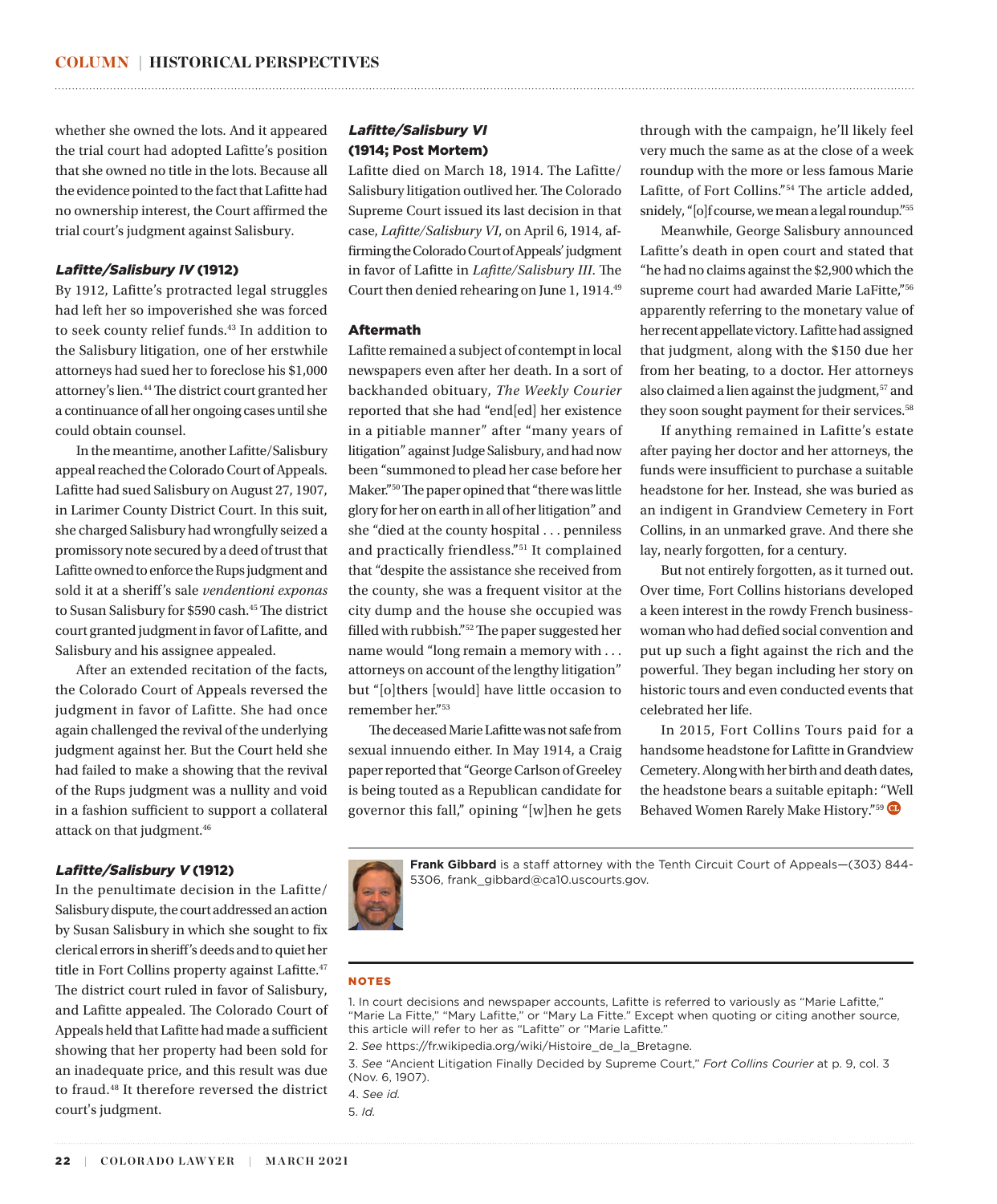whether she owned the lots. And it appeared the trial court had adopted Lafitte's position that she owned no title in the lots. Because all the evidence pointed to the fact that Lafitte had no ownership interest, the Court affirmed the trial court's judgment against Salisbury.

### *Lafitte/Salisbury IV* (1912)

By 1912, Lafitte's protracted legal struggles had left her so impoverished she was forced to seek county relief funds.[43] In addition to the Salisbury litigation, one of her erstwhile attorneys had sued her to foreclose his $1,000 attorney's lien.[44] The district court granted her a continuance of all her ongoing cases until she could obtain counsel.

In the meantime, another Lafitte/Salisbury appeal reached the Colorado Court of Appeals. Lafitte had sued Salisbury on August 27, 1907, in Larimer County District Court. In this suit, she charged Salisbury had wrongfully seized a promissory note secured by a deed of trust that Lafitte owned to enforce the Rups judgment and sold it at a sheriff's sale *vendentioni exponas* to Susan Salisbury for $590 cash.[45] The district court granted judgment in favor of Lafitte, and Salisbury and his assignee appealed.

After an extended recitation of the facts, the Colorado Court of Appeals reversed the judgment in favor of Lafitte. She had once again challenged the revival of the underlying judgment against her. But the Court held she had failed to make a showing that the revival of the Rups judgment was a nullity and void in a fashion sufficient to support a collateral attack on that judgment.[46]

### *Lafitte/Salisbury V* (1912)

In the penultimate decision in the Lafitte/Salisbury dispute, the court addressed an action by Susan Salisbury in which she sought to fix clerical errors in sheriff's deeds and to quiet her title in Fort Collins property against Lafitte.[47] The district court ruled in favor of Salisbury, and Lafitte appealed. The Colorado Court of Appeals held that Lafitte had made a sufficient showing that her property had been sold for an inadequate price, and this result was due to fraud.[48] It therefore reversed the district court's judgment.

### *Lafitte/Salisbury VI* (1914; Post Mortem)

Lafitte died on March 18, 1914. The Lafitte/Salisbury litigation outlived her. The Colorado Supreme Court issued its last decision in that case, *Lafitte/Salisbury VI*, on April 6, 1914, affirming the Colorado Court of Appeals' judgment in favor of Lafitte in *Lafitte/Salisbury III*. The Court then denied rehearing on June 1, 1914.[49]

### Aftermath

Lafitte remained a subject of contempt in local newspapers even after her death. In a sort of backhanded obituary, *The Weekly Courier* reported that she had "end[ed] her existence in a pitiable manner" after "many years of litigation" against Judge Salisbury, and had now been "summoned to plead her case before her Maker."[50] The paper opined that "there was little glory for her on earth in all of her litigation" and she "died at the county hospital . . . penniless and practically friendless."[51] It complained that "despite the assistance she received from the county, she was a frequent visitor at the city dump and the house she occupied was filled with rubbish."[52] The paper suggested her name would "long remain a memory with . . . attorneys on account of the lengthy litigation" but "[o]thers [would] have little occasion to remember her."[53]

The deceased Marie Lafitte was not safe from sexual innuendo either. In May 1914, a Craig paper reported that "George Carlson of Greeley is being touted as a Republican candidate for governor this fall," opining "[w]hen he gets through with the campaign, he'll likely feel very much the same as at the close of a week roundup with the more or less famous Marie Lafitte, of Fort Collins."[54] The article added, snidely, "[o]f course, we mean a legal roundup."[55]

Meanwhile, George Salisbury announced Lafitte's death in open court and stated that "he had no claims against the $2,900 which the supreme court had awarded Marie LaFitte,"[56] apparently referring to the monetary value of her recent appellate victory. Lafitte had assigned that judgment, along with the $150 due her from her beating, to a doctor. Her attorneys also claimed a lien against the judgment,[57] and they soon sought payment for their services.[58]

If anything remained in Lafitte's estate after paying her doctor and her attorneys, the funds were insufficient to purchase a suitable headstone for her. Instead, she was buried as an indigent in Grandview Cemetery in Fort Collins, in an unmarked grave. And there she lay, nearly forgotten, for a century.

But not entirely forgotten, as it turned out. Over time, Fort Collins historians developed a keen interest in the rowdy French businesswoman who had defied social convention and put up such a fight against the rich and the powerful. They began including her story on historic tours and even conducted events that celebrated her life.

In 2015, Fort Collins Tours paid for a handsome headstone for Lafitte in Grandview Cemetery. Along with her birth and death dates, the headstone bears a suitable epitaph: "Well Behaved Women Rarely Make History."[59]

---

**Frank Gibbard** is a staff attorney with the Tenth Circuit Court of Appeals—(303) 844-5306, frank_gibbard@ca10.uscourts.gov.

---

#### NOTES

1. In court decisions and newspaper accounts, Lafitte is referred to variously as "Marie Lafitte," "Marie La Fitte," "Mary Lafitte," or "Mary La Fitte." Except when quoting or citing another source, this article will refer to her as "Lafitte" or "Marie Lafitte."

2. *See* https://fr.wikipedia.org/wiki/Histoire_de_la_Bretagne.

3. *See* "Ancient Litigation Finally Decided by Supreme Court," *Fort Collins Courier* at p. 9, col. 3 (Nov. 6, 1907).

4. *See id.*

5. *Id.*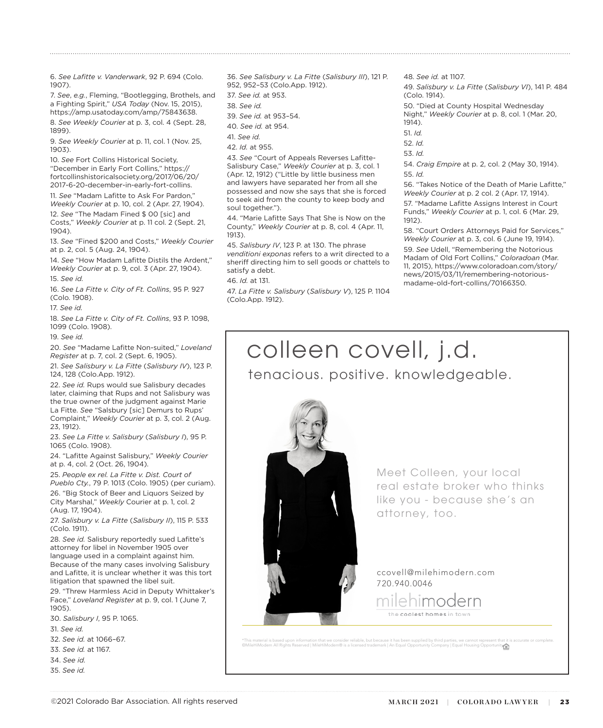6. *See Lafitte v. Vanderwark*, 92 P. 694 (Colo. 1907).

7. *See*, *e.g.*, Fleming, "Bootlegging, Brothels, and a Fighting Spirit," *USA Today* (Nov. 15, 2015), https://amp.usatoday.com/amp/75843638.

8. *See Weekly Courier* at p. 3, col. 4 (Sept. 28, 1899).

9. *See Weekly Courier* at p. 11, col. 1 (Nov. 25, 1903).

10. *See* Fort Collins Historical Society, "December in Early Fort Collins," https://fortcollinshistoricalsociety.org/2017/06/20/2017-6-20-december-in-early-fort-collins.

11. *See* "Madam Lafitte to Ask For Pardon," *Weekly Courier* at p. 10, col. 2 (Apr. 27, 1904).

12. *See* "The Madam Fined $ 00 [sic] and Costs," *Weekly Courier* at p. 11 col. 2 (Sept. 21, 1904).

13. *See* "Fined $200 and Costs," *Weekly Courier* at p. 2, col. 5 (Aug. 24, 1904).

14. *See* "How Madam Lafitte Distils the Ardent," *Weekly Courier* at p. 9, col. 3 (Apr. 27, 1904).

15. *See id.*

16. *See La Fitte v. City of Ft. Collins*, 95 P. 927 (Colo. 1908).

17. *See id.*

18. *See La Fitte v. City of Ft. Collins*, 93 P. 1098, 1099 (Colo. 1908).

19. *See id.*

20. *See* "Madame Lafitte Non-suited," *Loveland Register* at p. 7, col. 2 (Sept. 6, 1905).

21. *See Salisbury v. La Fitte* (*Salisbury IV*), 123 P. 124, 128 (Colo.App. 1912).

22. *See id.* Rups would sue Salisbury decades later, claiming that Rups and not Salisbury was the true owner of the judgment against Marie La Fitte. *See* "Salsbury [sic] Demurs to Rups' Complaint," *Weekly Courier* at p. 3, col. 2 (Aug. 23, 1912).

23. *See La Fitte v. Salisbury* (*Salisbury I*), 95 P. 1065 (Colo. 1908).

24. "Lafitte Against Salisbury," *Weekly Courier* at p. 4, col. 2 (Oct. 26, 1904).

25. *People ex rel. La Fitte v. Dist. Court of Pueblo Cty.*, 79 P. 1013 (Colo. 1905) (per curiam).

26. "Big Stock of Beer and Liquors Seized by City Marshal," *Weekly* Courier at p. 1, col. 2 (Aug. 17, 1904).

27. *Salisbury v. La Fitte* (*Salisbury II*), 115 P. 533 (Colo. 1911).

28. *See id.* Salisbury reportedly sued Lafitte's attorney for libel in November 1905 over language used in a complaint against him. Because of the many cases involving Salisbury and Lafitte, it is unclear whether it was this tort litigation that spawned the libel suit.

29. "Threw Harmless Acid in Deputy Whittaker's Face," *Loveland Register* at p. 9, col. 1 (June 7, 1905).

30. *Salisbury I*, 95 P. 1065.

31. *See id.*

32. *See id.* at 1066–67.

33. *See id.* at 1167.

34. *See id.*

35. *See id.*

36. *See Salisbury v. La Fitte* (*Salisbury III*), 121 P. 952, 952–53 (Colo.App. 1912).

37. *See id.* at 953.

38. *See id.*

39. *See id.* at 953–54.

40. *See id.* at 954.

41. *See id.*

42. *Id.* at 955.

43. *See* "Court of Appeals Reverses Lafitte-Salisbury Case," *Weekly Courier* at p. 3, col. 1 (Apr. 12, 1912) ("Little by little business men and lawyers have separated her from all she possessed and now she says that she is forced to seek aid from the county to keep body and soul together.").

44. "Marie Lafitte Says That She is Now on the County," *Weekly Courier* at p. 8, col. 4 (Apr. 11, 1913).

45. *Salisbury IV*, 123 P. at 130. The phrase *venditioni exponas* refers to a writ directed to a sheriff directing him to sell goods or chattels to satisfy a debt.

46. *Id.* at 131.

47. *La Fitte v. Salisbury* (*Salisbury V*), 125 P. 1104 (Colo.App. 1912).

48. *See id.* at 1107.

49. *Salisbury v. La Fitte* (*Salisbury VI*), 141 P. 484 (Colo. 1914).

50. "Died at County Hospital Wednesday Night," *Weekly Courier* at p. 8, col. 1 (Mar. 20, 1914).

51. *Id.*

52. *Id.*

53. *Id.*

54. *Craig Empire* at p. 2, col. 2 (May 30, 1914).

55. *Id.*

56. "Takes Notice of the Death of Marie Lafitte," *Weekly Courier* at p. 2 col. 2 (Apr. 17, 1914).

57. "Madame Lafitte Assigns Interest in Court Funds," *Weekly Courier* at p. 1, col. 6 (Mar. 29, 1912).

58. "Court Orders Attorneys Paid for Services," *Weekly Courier* at p. 3, col. 6 (June 19, 1914).

59. *See* Udell, "Remembering the Notorious Madam of Old Fort Collins," *Coloradoan* (Mar. 11, 2015), https://www.coloradoan.com/story/news/2015/03/11/remembering-notorious-madame-old-fort-collins/70166350.

colleen covell, j.d.

tenacious. positive. knowledgeable.

Meet Colleen, your local real estate broker who thinks like you - because she's an attorney, too.

ccovell@milehimodern.com
720.940.0046

milehimodern
the coolest homes in town

*This material is based upon information that we consider reliable, but because it has been supplied by third parties, we cannot represent that it is accurate or complete. ©MileHiModern All Rights Reserved | MileHiModern® is a licensed trademark | An Equal Opportunity Company | Equal Housing Opportunity